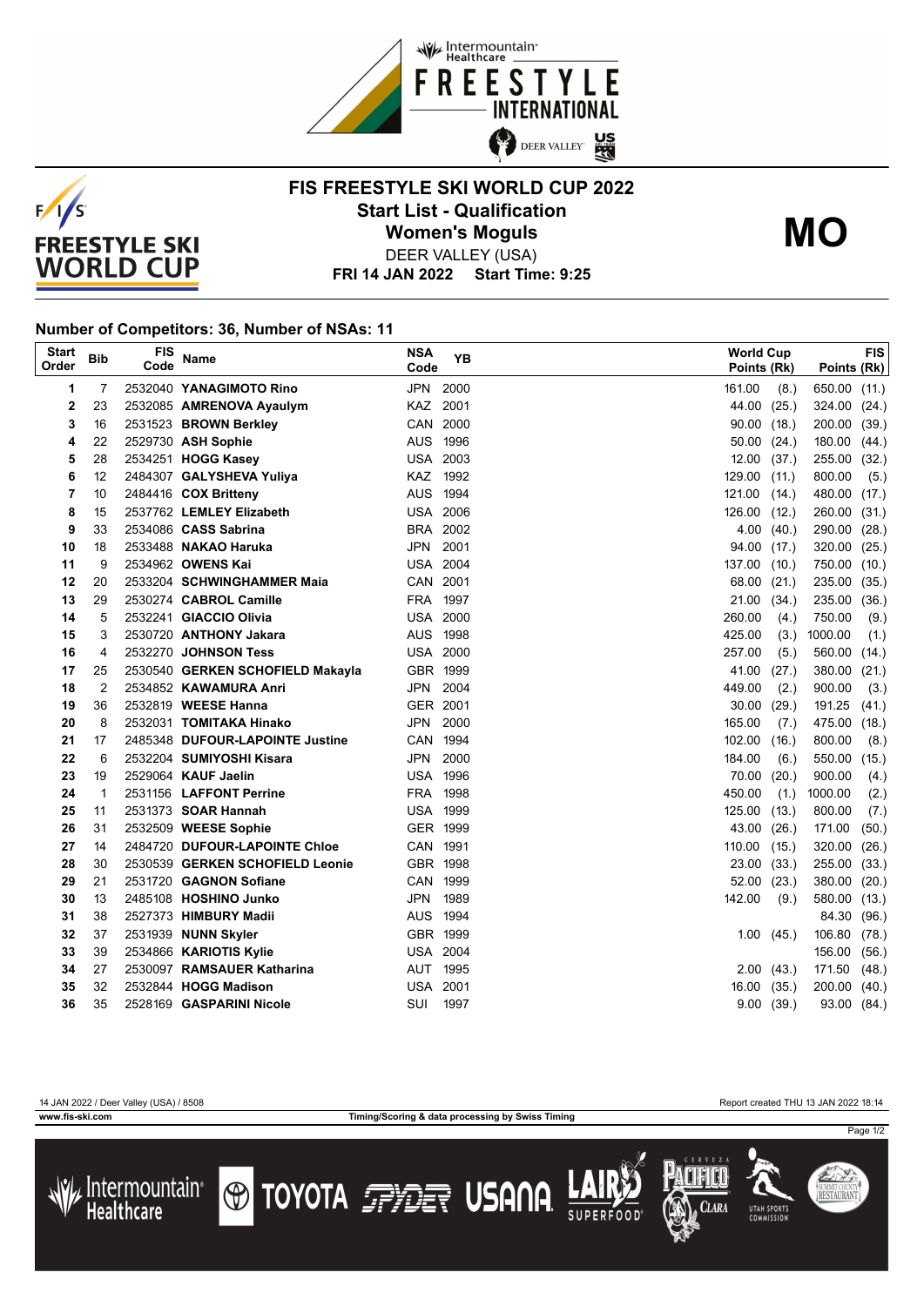# FIS FREESTYLE SKI WORLD CUP 2022

## Start List - Qualification

## Women's Moguls

**MO**

DEER VALLEY (USA)

**FRI 14 JAN 2022 Start Time: 9:25**

### Number of Competitors: 36, Number of NSAs: 11

| Start Order | Bib | FIS Code | Name | NSA Code | YB | World Cup Points | (Rk) | FIS Points | (Rk) |
|---|---|---|---|---|---|---|---|---|---|
| 1 | 7 | 2532040 | **YANAGIMOTO Rino** | JPN | 2000 | 161.00 | (8.) | 650.00 | (11.) |
| 2 | 23 | 2532085 | **AMRENOVA Ayaulym** | KAZ | 2001 | 44.00 | (25.) | 324.00 | (24.) |
| 3 | 16 | 2531523 | **BROWN Berkley** | CAN | 2000 | 90.00 | (18.) | 200.00 | (39.) |
| 4 | 22 | 2529730 | **ASH Sophie** | AUS | 1996 | 50.00 | (24.) | 180.00 | (44.) |
| 5 | 28 | 2534251 | **HOGG Kasey** | USA | 2003 | 12.00 | (37.) | 255.00 | (32.) |
| 6 | 12 | 2484307 | **GALYSHEVA Yuliya** | KAZ | 1992 | 129.00 | (11.) | 800.00 | (5.) |
| 7 | 10 | 2484416 | **COX Britteny** | AUS | 1994 | 121.00 | (14.) | 480.00 | (17.) |
| 8 | 15 | 2537762 | **LEMLEY Elizabeth** | USA | 2006 | 126.00 | (12.) | 260.00 | (31.) |
| 9 | 33 | 2534086 | **CASS Sabrina** | BRA | 2002 | 4.00 | (40.) | 290.00 | (28.) |
| 10 | 18 | 2533488 | **NAKAO Haruka** | JPN | 2001 | 94.00 | (17.) | 320.00 | (25.) |
| 11 | 9 | 2534962 | **OWENS Kai** | USA | 2004 | 137.00 | (10.) | 750.00 | (10.) |
| 12 | 20 | 2533204 | **SCHWINGHAMMER Maia** | CAN | 2001 | 68.00 | (21.) | 235.00 | (35.) |
| 13 | 29 | 2530274 | **CABROL Camille** | FRA | 1997 | 21.00 | (34.) | 235.00 | (36.) |
| 14 | 5 | 2532241 | **GIACCIO Olivia** | USA | 2000 | 260.00 | (4.) | 750.00 | (9.) |
| 15 | 3 | 2530720 | **ANTHONY Jakara** | AUS | 1998 | 425.00 | (3.) | 1000.00 | (1.) |
| 16 | 4 | 2532270 | **JOHNSON Tess** | USA | 2000 | 257.00 | (5.) | 560.00 | (14.) |
| 17 | 25 | 2530540 | **GERKEN SCHOFIELD Makayla** | GBR | 1999 | 41.00 | (27.) | 380.00 | (21.) |
| 18 | 2 | 2534852 | **KAWAMURA Anri** | JPN | 2004 | 449.00 | (2.) | 900.00 | (3.) |
| 19 | 36 | 2532819 | **WEESE Hanna** | GER | 2001 | 30.00 | (29.) | 191.25 | (41.) |
| 20 | 8 | 2532031 | **TOMITAKA Hinako** | JPN | 2000 | 165.00 | (7.) | 475.00 | (18.) |
| 21 | 17 | 2485348 | **DUFOUR-LAPOINTE Justine** | CAN | 1994 | 102.00 | (16.) | 800.00 | (8.) |
| 22 | 6 | 2532204 | **SUMIYOSHI Kisara** | JPN | 2000 | 184.00 | (6.) | 550.00 | (15.) |
| 23 | 19 | 2529064 | **KAUF Jaelin** | USA | 1996 | 70.00 | (20.) | 900.00 | (4.) |
| 24 | 1 | 2531156 | **LAFFONT Perrine** | FRA | 1998 | 450.00 | (1.) | 1000.00 | (2.) |
| 25 | 11 | 2531373 | **SOAR Hannah** | USA | 1999 | 125.00 | (13.) | 800.00 | (7.) |
| 26 | 31 | 2532509 | **WEESE Sophie** | GER | 1999 | 43.00 | (26.) | 171.00 | (50.) |
| 27 | 14 | 2484720 | **DUFOUR-LAPOINTE Chloe** | CAN | 1991 | 110.00 | (15.) | 320.00 | (26.) |
| 28 | 30 | 2530539 | **GERKEN SCHOFIELD Leonie** | GBR | 1998 | 23.00 | (33.) | 255.00 | (33.) |
| 29 | 21 | 2531720 | **GAGNON Sofiane** | CAN | 1999 | 52.00 | (23.) | 380.00 | (20.) |
| 30 | 13 | 2485108 | **HOSHINO Junko** | JPN | 1989 | 142.00 | (9.) | 580.00 | (13.) |
| 31 | 38 | 2527373 | **HIMBURY Madii** | AUS | 1994 | | | 84.30 | (96.) |
| 32 | 37 | 2531939 | **NUNN Skyler** | GBR | 1999 | 1.00 | (45.) | 106.80 | (78.) |
| 33 | 39 | 2534866 | **KARIOTIS Kylie** | USA | 2004 | | | 156.00 | (56.) |
| 34 | 27 | 2530097 | **RAMSAUER Katharina** | AUT | 1995 | 2.00 | (43.) | 171.50 | (48.) |
| 35 | 32 | 2532844 | **HOGG Madison** | USA | 2001 | 16.00 | (35.) | 200.00 | (40.) |
| 36 | 35 | 2528169 | **GASPARINI Nicole** | SUI | 1997 | 9.00 | (39.) | 93.00 | (84.) |

14 JAN 2022 / Deer Valley (USA) / 8508

Report created THU 13 JAN 2022 18:14

www.fis-ski.com

Timing/Scoring & data processing by Swiss Timing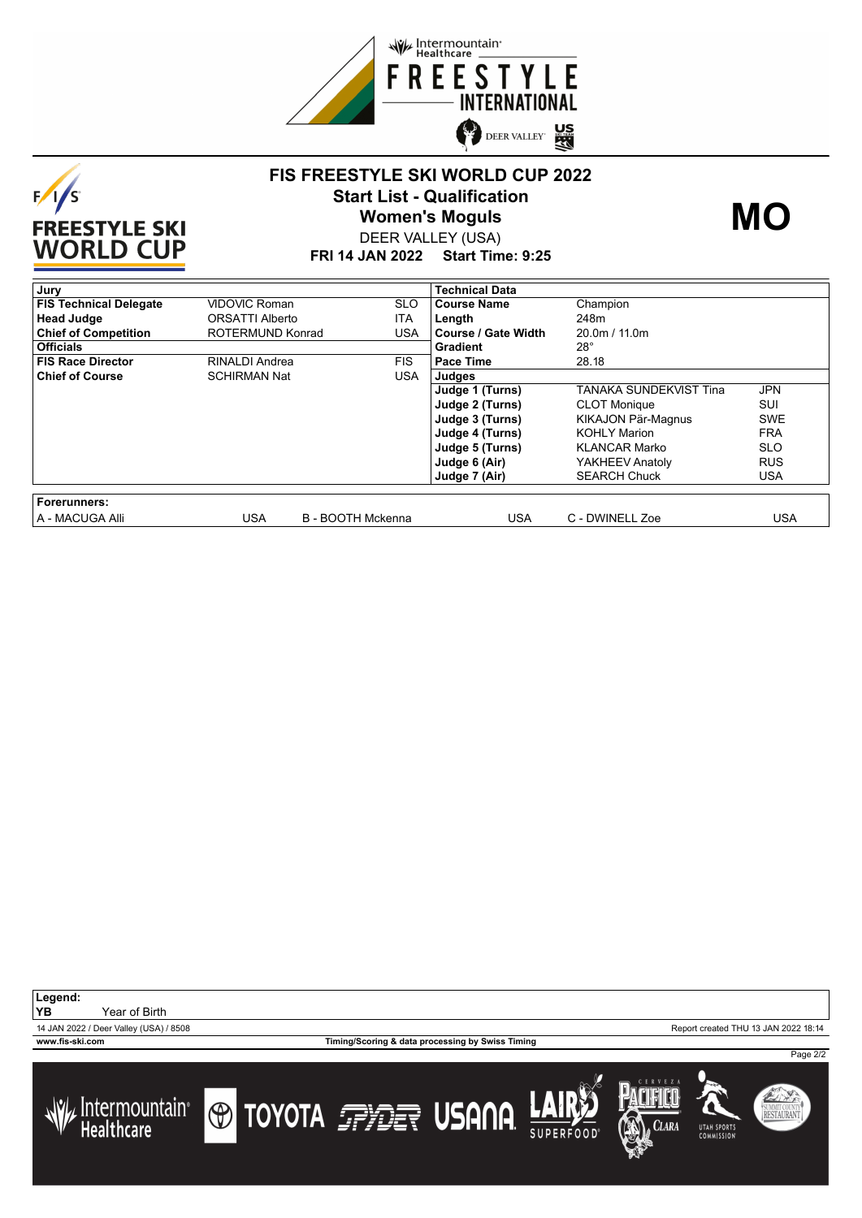# FIS FREESTYLE SKI WORLD CUP 2022

## Start List - Qualification

## Women's Moguls

DEER VALLEY (USA)

**FRI 14 JAN 2022 Start Time: 9:25**

**MO**

| Jury | | | Technical Data | | |
|---|---|---|---|---|---|
| **FIS Technical Delegate** | VIDOVIC Roman | SLO | **Course Name** | Champion | |
| **Head Judge** | ORSATTI Alberto | ITA | **Length** | 248m | |
| **Chief of Competition** | ROTERMUND Konrad | USA | **Course / Gate Width** | 20.0m / 11.0m | |
| **Officials** | | | **Gradient** | 28° | |
| **FIS Race Director** | RINALDI Andrea | FIS | **Pace Time** | 28.18 | |
| **Chief of Course** | SCHIRMAN Nat | USA | **Judges** | | |
| | | | **Judge 1 (Turns)** | TANAKA SUNDEKVIST Tina | JPN |
| | | | **Judge 2 (Turns)** | CLOT Monique | SUI |
| | | | **Judge 3 (Turns)** | KIKAJON Pär-Magnus | SWE |
| | | | **Judge 4 (Turns)** | KOHLY Marion | FRA |
| | | | **Judge 5 (Turns)** | KLANCAR Marko | SLO |
| | | | **Judge 6 (Air)** | YAKHEEV Anatoly | RUS |
| | | | **Judge 7 (Air)** | SEARCH Chuck | USA |

**Forerunners:**

| | | | | | |
|---|---|---|---|---|---|
| A - MACUGA Alli | USA | B - BOOTH Mckenna | USA | C - DWINELL Zoe | USA |

**Legend:**

**YB** Year of Birth

14 JAN 2022 / Deer Valley (USA) / 8508 — Report created THU 13 JAN 2022 18:14

**www.fis-ski.com** — **Timing/Scoring & data processing by Swiss Timing**